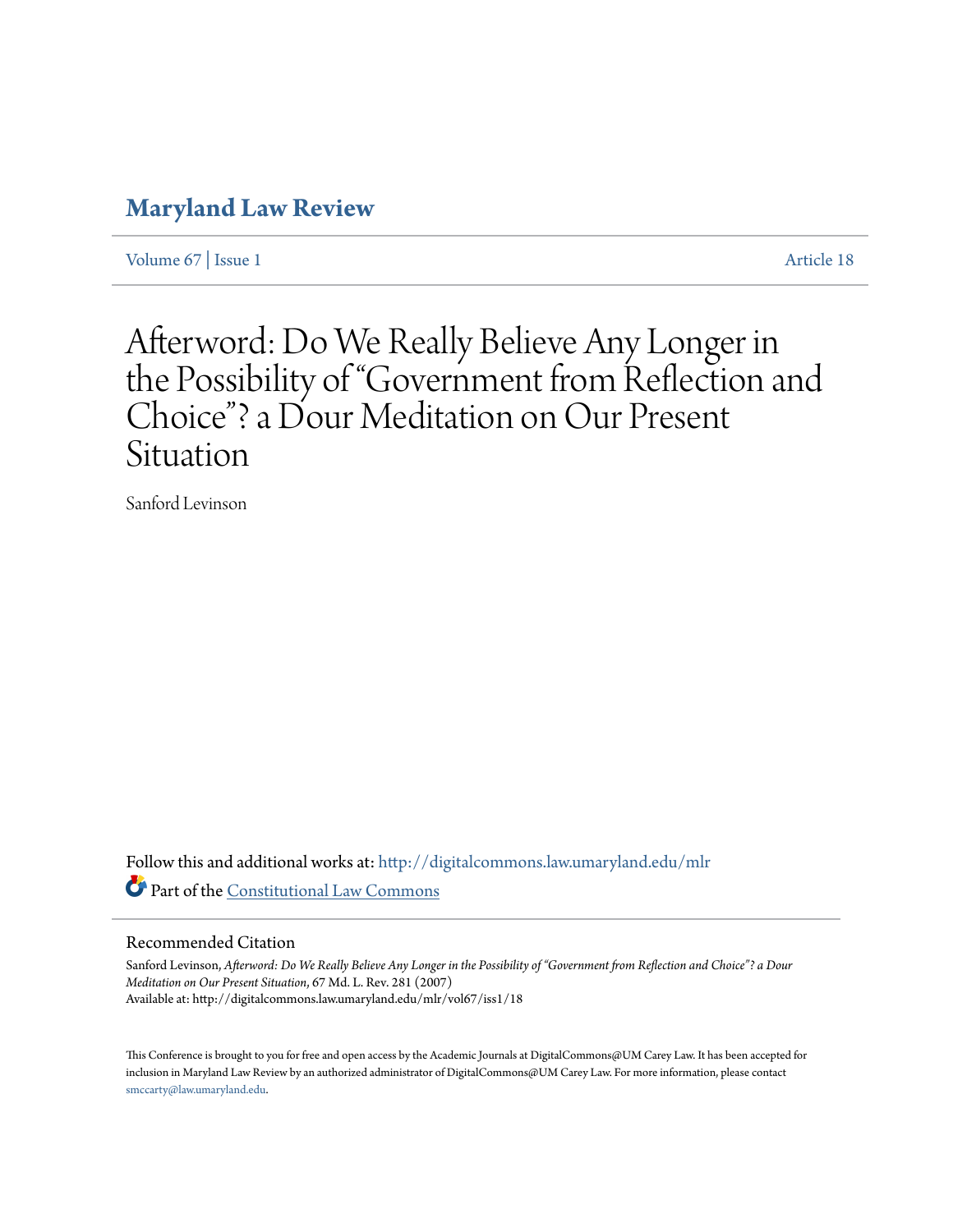# Maryland Law Review

Volume 67 | Issue 1 Article 18

# Afterword: Do We Really Believe Any Longer in the Possibility of "Government from Reflection and Choice"? a Dour Meditation on Our Present Situation

Sanford Levinson

Follow this and additional works at: http://digitalcommons.law.umaryland.edu/mlr

Part of the Constitutional Law Commons

## Recommended Citation

Sanford Levinson, *Afterword: Do We Really Believe Any Longer in the Possibility of "Government from Reflection and Choice"? a Dour Meditation on Our Present Situation*, 67 Md. L. Rev. 281 (2007)
Available at: http://digitalcommons.law.umaryland.edu/mlr/vol67/iss1/18

This Conference is brought to you for free and open access by the Academic Journals at DigitalCommons@UM Carey Law. It has been accepted for inclusion in Maryland Law Review by an authorized administrator of DigitalCommons@UM Carey Law. For more information, please contact smccarty@law.umaryland.edu.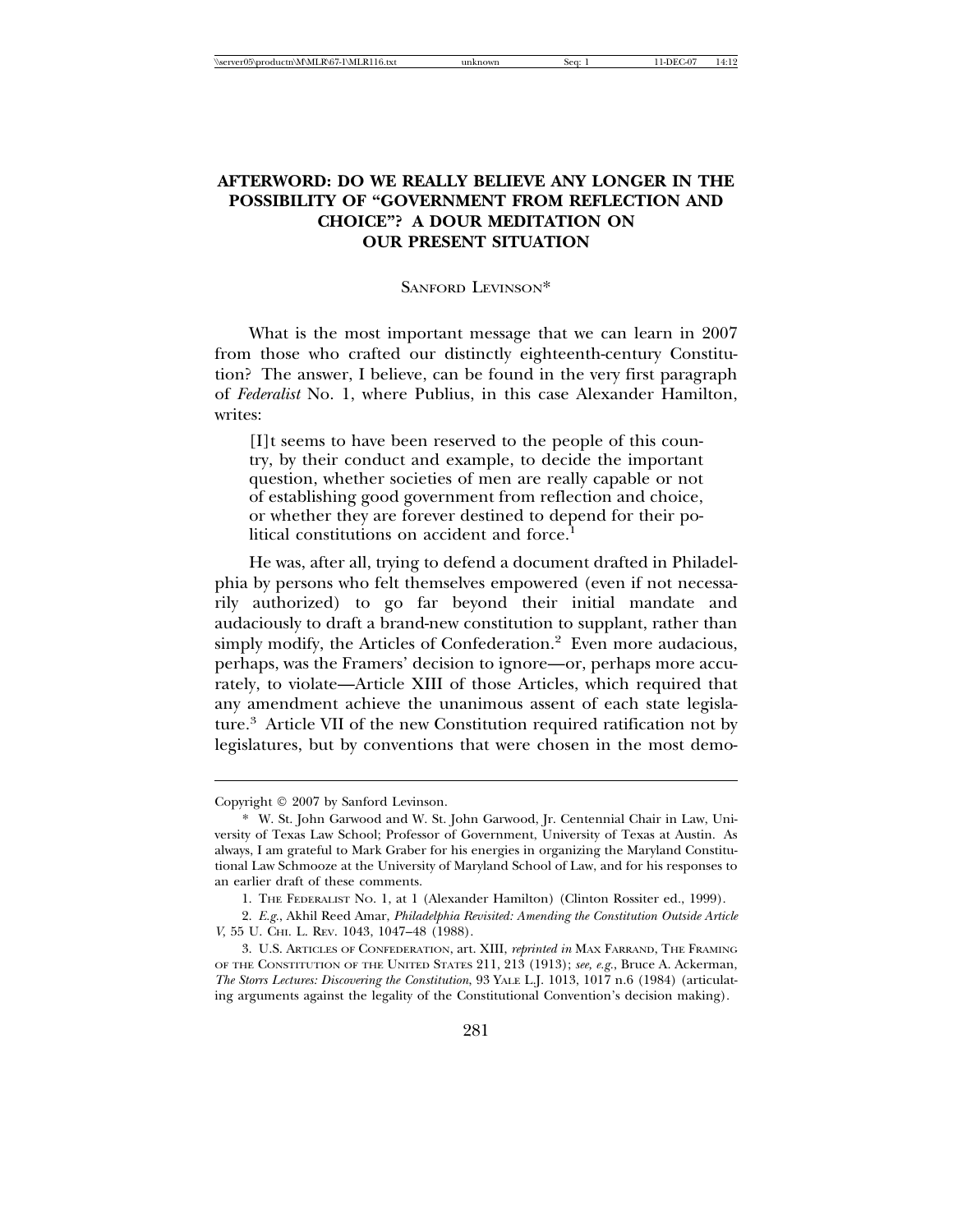# AFTERWORD: DO WE REALLY BELIEVE ANY LONGER IN THE POSSIBILITY OF "GOVERNMENT FROM REFLECTION AND CHOICE"? A DOUR MEDITATION ON OUR PRESENT SITUATION

SANFORD LEVINSON*

What is the most important message that we can learn in 2007 from those who crafted our distinctly eighteenth-century Constitution? The answer, I believe, can be found in the very first paragraph of *Federalist* No. 1, where Publius, in this case Alexander Hamilton, writes:

> [I]t seems to have been reserved to the people of this country, by their conduct and example, to decide the important question, whether societies of men are really capable or not of establishing good government from reflection and choice, or whether they are forever destined to depend for their political constitutions on accident and force.[1]

He was, after all, trying to defend a document drafted in Philadelphia by persons who felt themselves empowered (even if not necessarily authorized) to go far beyond their initial mandate and audaciously to draft a brand-new constitution to supplant, rather than simply modify, the Articles of Confederation.[2] Even more audacious, perhaps, was the Framers' decision to ignore—or, perhaps more accurately, to violate—Article XIII of those Articles, which required that any amendment achieve the unanimous assent of each state legislature.[3] Article VII of the new Constitution required ratification not by legislatures, but by conventions that were chosen in the most demo-

---

Copyright © 2007 by Sanford Levinson.

\* W. St. John Garwood and W. St. John Garwood, Jr. Centennial Chair in Law, University of Texas Law School; Professor of Government, University of Texas at Austin. As always, I am grateful to Mark Graber for his energies in organizing the Maryland Constitutional Law Schmooze at the University of Maryland School of Law, and for his responses to an earlier draft of these comments.

1. THE FEDERALIST NO. 1, at 1 (Alexander Hamilton) (Clinton Rossiter ed., 1999).

2. *E.g.*, Akhil Reed Amar, *Philadelphia Revisited: Amending the Constitution Outside Article V*, 55 U. CHI. L. REV. 1043, 1047–48 (1988).

3. U.S. ARTICLES OF CONFEDERATION, art. XIII, *reprinted in* MAX FARRAND, THE FRAMING OF THE CONSTITUTION OF THE UNITED STATES 211, 213 (1913); *see, e.g.*, Bruce A. Ackerman, *The Storrs Lectures: Discovering the Constitution*, 93 YALE L.J. 1013, 1017 n.6 (1984) (articulating arguments against the legality of the Constitutional Convention's decision making).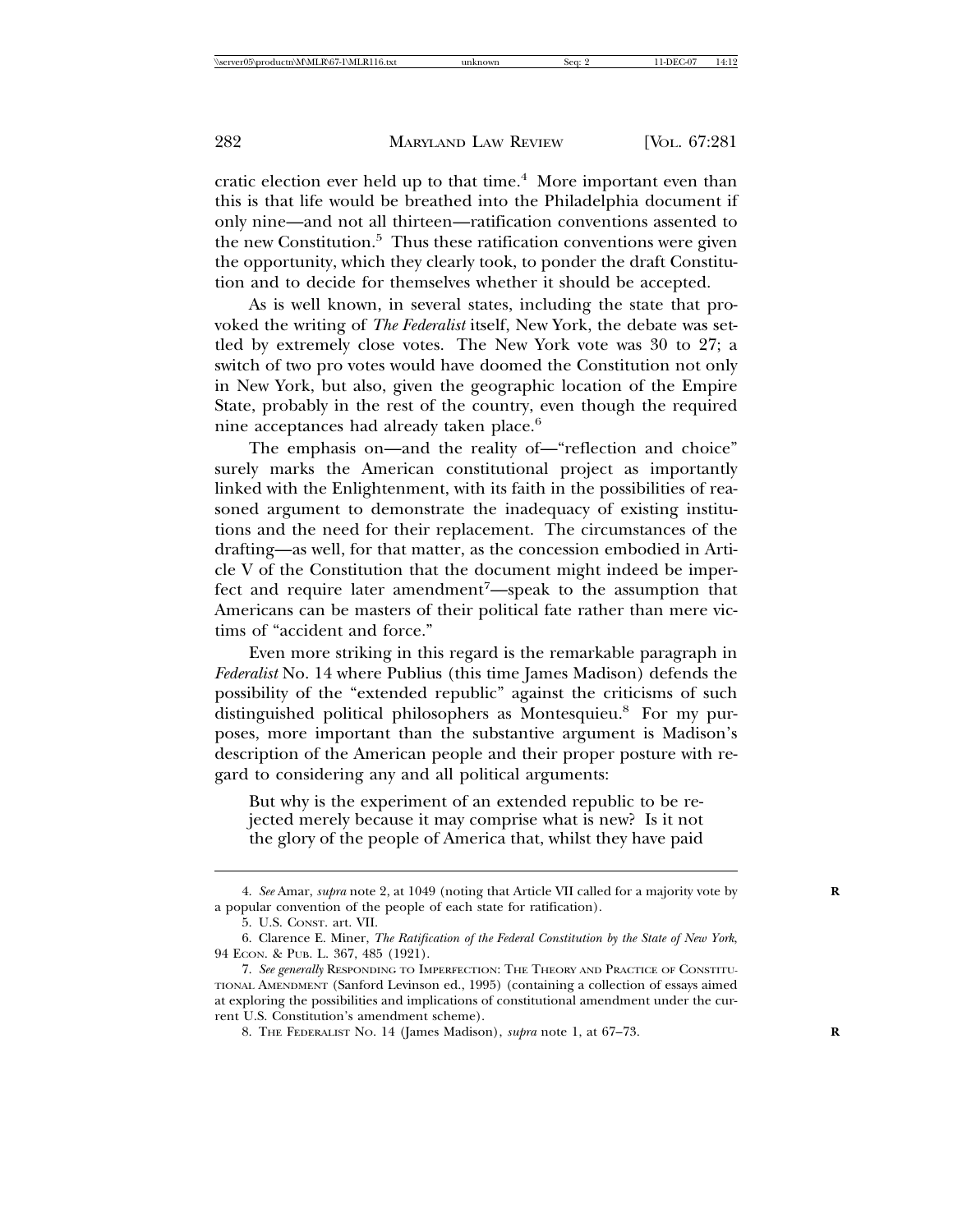cratic election ever held up to that time.[4] More important even than this is that life would be breathed into the Philadelphia document if only nine—and not all thirteen—ratification conventions assented to the new Constitution.[5] Thus these ratification conventions were given the opportunity, which they clearly took, to ponder the draft Constitution and to decide for themselves whether it should be accepted.

As is well known, in several states, including the state that provoked the writing of *The Federalist* itself, New York, the debate was settled by extremely close votes. The New York vote was 30 to 27; a switch of two pro votes would have doomed the Constitution not only in New York, but also, given the geographic location of the Empire State, probably in the rest of the country, even though the required nine acceptances had already taken place.[6]

The emphasis on—and the reality of—"reflection and choice" surely marks the American constitutional project as importantly linked with the Enlightenment, with its faith in the possibilities of reasoned argument to demonstrate the inadequacy of existing institutions and the need for their replacement. The circumstances of the drafting—as well, for that matter, as the concession embodied in Article V of the Constitution that the document might indeed be imperfect and require later amendment[7]—speak to the assumption that Americans can be masters of their political fate rather than mere victims of "accident and force."

Even more striking in this regard is the remarkable paragraph in *Federalist* No. 14 where Publius (this time James Madison) defends the possibility of the "extended republic" against the criticisms of such distinguished political philosophers as Montesquieu.[8] For my purposes, more important than the substantive argument is Madison's description of the American people and their proper posture with regard to considering any and all political arguments:

> But why is the experiment of an extended republic to be rejected merely because it may comprise what is new? Is it not the glory of the people of America that, whilst they have paid

---

4. *See* Amar, *supra* note 2, at 1049 (noting that Article VII called for a majority vote by a popular convention of the people of each state for ratification).

5. U.S. CONST. art. VII.

6. Clarence E. Miner, *The Ratification of the Federal Constitution by the State of New York*, 94 ECON. & PUB. L. 367, 485 (1921).

7. *See generally* RESPONDING TO IMPERFECTION: THE THEORY AND PRACTICE OF CONSTITUTIONAL AMENDMENT (Sanford Levinson ed., 1995) (containing a collection of essays aimed at exploring the possibilities and implications of constitutional amendment under the current U.S. Constitution's amendment scheme).

8. THE FEDERALIST NO. 14 (James Madison), *supra* note 1, at 67–73.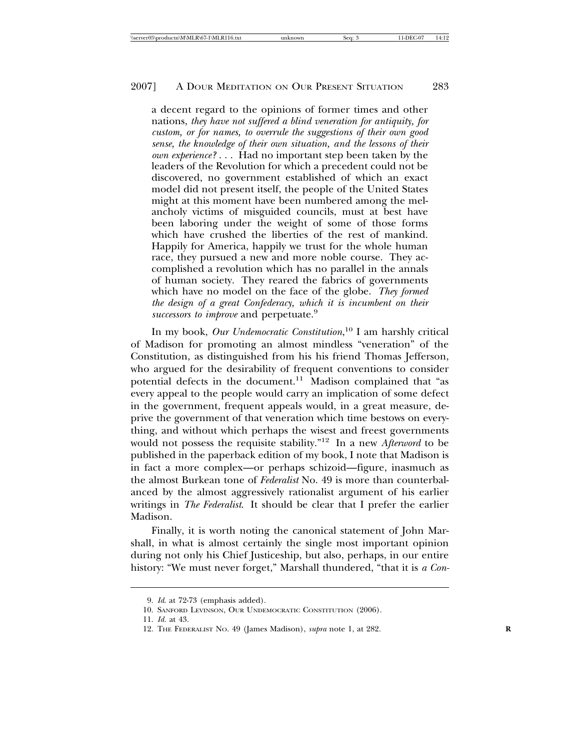a decent regard to the opinions of former times and other nations, *they have not suffered a blind veneration for antiquity, for custom, or for names, to overrule the suggestions of their own good sense, the knowledge of their own situation, and the lessons of their own experience?* . . . Had no important step been taken by the leaders of the Revolution for which a precedent could not be discovered, no government established of which an exact model did not present itself, the people of the United States might at this moment have been numbered among the melancholy victims of misguided councils, must at best have been laboring under the weight of some of those forms which have crushed the liberties of the rest of mankind. Happily for America, happily we trust for the whole human race, they pursued a new and more noble course. They accomplished a revolution which has no parallel in the annals of human society. They reared the fabrics of governments which have no model on the face of the globe. *They formed the design of a great Confederacy, which it is incumbent on their successors to improve* and perpetuate.[9]

In my book, *Our Undemocratic Constitution*,[10] I am harshly critical of Madison for promoting an almost mindless "veneration" of the Constitution, as distinguished from his his friend Thomas Jefferson, who argued for the desirability of frequent conventions to consider potential defects in the document.[11] Madison complained that "as every appeal to the people would carry an implication of some defect in the government, frequent appeals would, in a great measure, deprive the government of that veneration which time bestows on everything, and without which perhaps the wisest and freest governments would not possess the requisite stability."[12] In a new *Afterword* to be published in the paperback edition of my book, I note that Madison is in fact a more complex—or perhaps schizoid—figure, inasmuch as the almost Burkean tone of *Federalist* No. 49 is more than counterbalanced by the almost aggressively rationalist argument of his earlier writings in *The Federalist*. It should be clear that I prefer the earlier Madison.

Finally, it is worth noting the canonical statement of John Marshall, in what is almost certainly the single most important opinion during not only his Chief Justiceship, but also, perhaps, in our entire history: "We must never forget," Marshall thundered, "that it is *a Con-*

---

9. *Id*. at 72-73 (emphasis added).

10. Sanford Levinson, Our Undemocratic Constitution (2006).

11. *Id.* at 43.

12. The Federalist No. 49 (James Madison), *supra* note 1, at 282.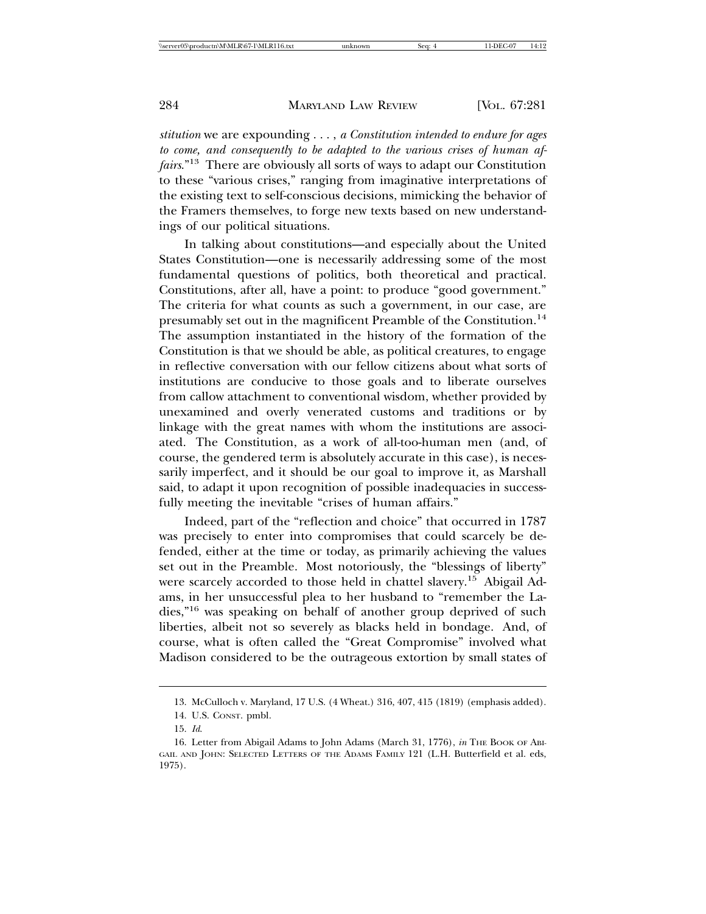*stitution* we are expounding . . . , *a Constitution intended to endure for ages to come, and consequently to be adapted to the various crises of human affairs*."[13] There are obviously all sorts of ways to adapt our Constitution to these "various crises," ranging from imaginative interpretations of the existing text to self-conscious decisions, mimicking the behavior of the Framers themselves, to forge new texts based on new understandings of our political situations.

In talking about constitutions—and especially about the United States Constitution—one is necessarily addressing some of the most fundamental questions of politics, both theoretical and practical. Constitutions, after all, have a point: to produce "good government." The criteria for what counts as such a government, in our case, are presumably set out in the magnificent Preamble of the Constitution.[14] The assumption instantiated in the history of the formation of the Constitution is that we should be able, as political creatures, to engage in reflective conversation with our fellow citizens about what sorts of institutions are conducive to those goals and to liberate ourselves from callow attachment to conventional wisdom, whether provided by unexamined and overly venerated customs and traditions or by linkage with the great names with whom the institutions are associated. The Constitution, as a work of all-too-human men (and, of course, the gendered term is absolutely accurate in this case), is necessarily imperfect, and it should be our goal to improve it, as Marshall said, to adapt it upon recognition of possible inadequacies in successfully meeting the inevitable "crises of human affairs."

Indeed, part of the "reflection and choice" that occurred in 1787 was precisely to enter into compromises that could scarcely be defended, either at the time or today, as primarily achieving the values set out in the Preamble. Most notoriously, the "blessings of liberty" were scarcely accorded to those held in chattel slavery.[15] Abigail Adams, in her unsuccessful plea to her husband to "remember the Ladies,"[16] was speaking on behalf of another group deprived of such liberties, albeit not so severely as blacks held in bondage. And, of course, what is often called the "Great Compromise" involved what Madison considered to be the outrageous extortion by small states of

---

13. McCulloch v. Maryland, 17 U.S. (4 Wheat.) 316, 407, 415 (1819) (emphasis added).

14. U.S. CONST. pmbl.

15. *Id.*

16. Letter from Abigail Adams to John Adams (March 31, 1776), *in* THE BOOK OF ABIGAIL AND JOHN: SELECTED LETTERS OF THE ADAMS FAMILY 121 (L.H. Butterfield et al. eds, 1975).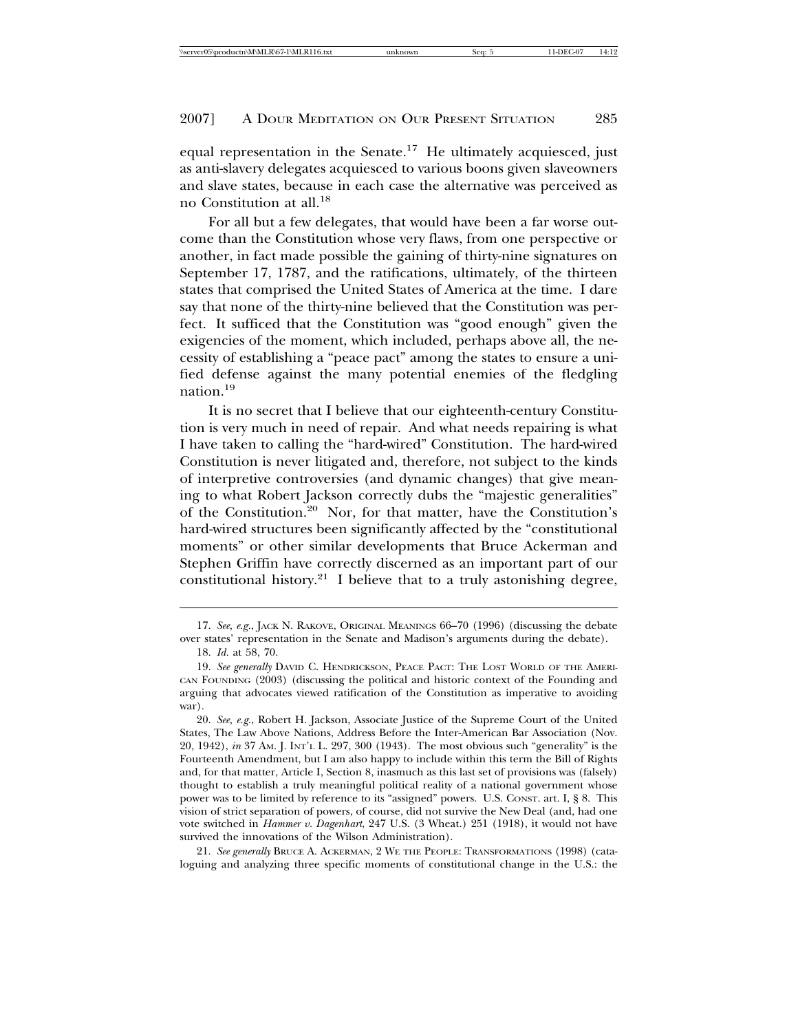equal representation in the Senate.[17] He ultimately acquiesced, just as anti-slavery delegates acquiesced to various boons given slaveowners and slave states, because in each case the alternative was perceived as no Constitution at all.[18]

For all but a few delegates, that would have been a far worse outcome than the Constitution whose very flaws, from one perspective or another, in fact made possible the gaining of thirty-nine signatures on September 17, 1787, and the ratifications, ultimately, of the thirteen states that comprised the United States of America at the time. I dare say that none of the thirty-nine believed that the Constitution was perfect. It sufficed that the Constitution was "good enough" given the exigencies of the moment, which included, perhaps above all, the necessity of establishing a "peace pact" among the states to ensure a unified defense against the many potential enemies of the fledgling nation.[19]

It is no secret that I believe that our eighteenth-century Constitution is very much in need of repair. And what needs repairing is what I have taken to calling the "hard-wired" Constitution. The hard-wired Constitution is never litigated and, therefore, not subject to the kinds of interpretive controversies (and dynamic changes) that give meaning to what Robert Jackson correctly dubs the "majestic generalities" of the Constitution.[20] Nor, for that matter, have the Constitution's hard-wired structures been significantly affected by the "constitutional moments" or other similar developments that Bruce Ackerman and Stephen Griffin have correctly discerned as an important part of our constitutional history.[21] I believe that to a truly astonishing degree,

---

17. *See, e.g.*, JACK N. RAKOVE, ORIGINAL MEANINGS 66–70 (1996) (discussing the debate over states' representation in the Senate and Madison's arguments during the debate).

18. *Id.* at 58, 70.

19. *See generally* DAVID C. HENDRICKSON, PEACE PACT: THE LOST WORLD OF THE AMERICAN FOUNDING (2003) (discussing the political and historic context of the Founding and arguing that advocates viewed ratification of the Constitution as imperative to avoiding war).

20. *See, e.g.*, Robert H. Jackson, Associate Justice of the Supreme Court of the United States, The Law Above Nations, Address Before the Inter-American Bar Association (Nov. 20, 1942), *in* 37 AM. J. INT'L L. 297, 300 (1943). The most obvious such "generality" is the Fourteenth Amendment, but I am also happy to include within this term the Bill of Rights and, for that matter, Article I, Section 8, inasmuch as this last set of provisions was (falsely) thought to establish a truly meaningful political reality of a national government whose power was to be limited by reference to its "assigned" powers. U.S. CONST. art. I, § 8. This vision of strict separation of powers, of course, did not survive the New Deal (and, had one vote switched in *Hammer v. Dagenhart*, 247 U.S. (3 Wheat.) 251 (1918), it would not have survived the innovations of the Wilson Administration).

21. *See generally* BRUCE A. ACKERMAN, 2 WE THE PEOPLE: TRANSFORMATIONS (1998) (cataloguing and analyzing three specific moments of constitutional change in the U.S.: the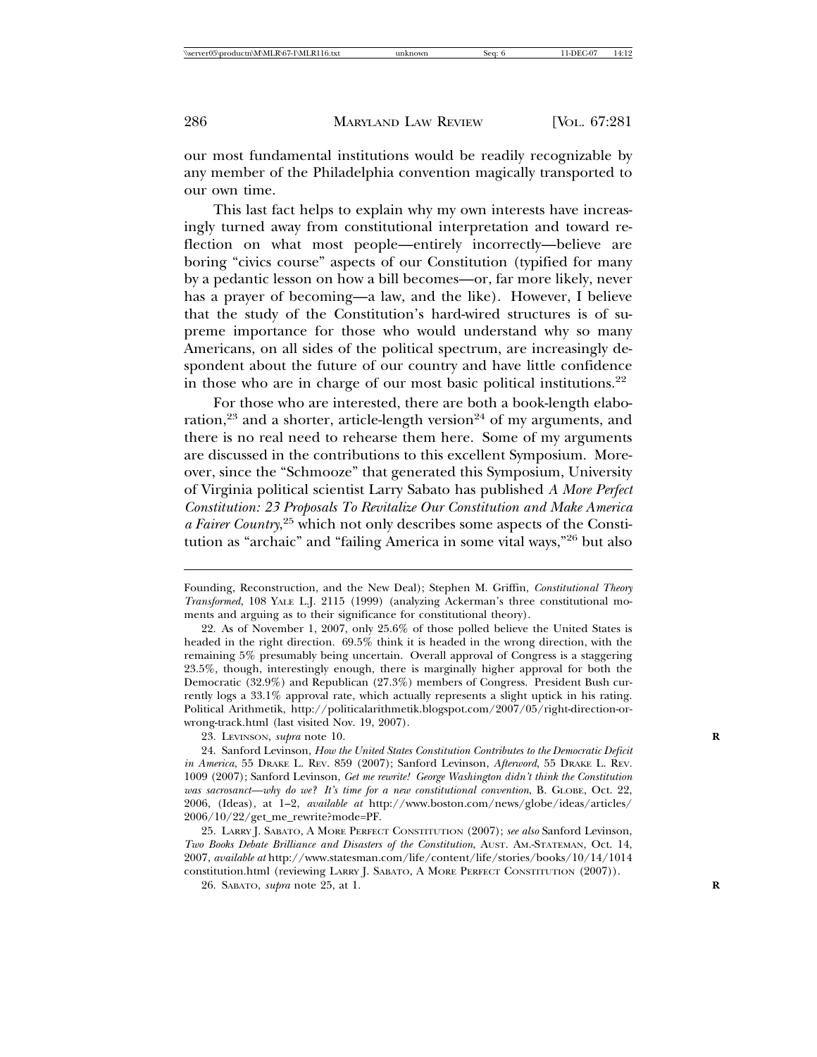our most fundamental institutions would be readily recognizable by any member of the Philadelphia convention magically transported to our own time.

This last fact helps to explain why my own interests have increasingly turned away from constitutional interpretation and toward reflection on what most people—entirely incorrectly—believe are boring "civics course" aspects of our Constitution (typified for many by a pedantic lesson on how a bill becomes—or, far more likely, never has a prayer of becoming—a law, and the like). However, I believe that the study of the Constitution's hard-wired structures is of supreme importance for those who would understand why so many Americans, on all sides of the political spectrum, are increasingly despondent about the future of our country and have little confidence in those who are in charge of our most basic political institutions.[22]

For those who are interested, there are both a book-length elaboration,[23] and a shorter, article-length version[24] of my arguments, and there is no real need to rehearse them here. Some of my arguments are discussed in the contributions to this excellent Symposium. Moreover, since the "Schmooze" that generated this Symposium, University of Virginia political scientist Larry Sabato has published *A More Perfect Constitution: 23 Proposals To Revitalize Our Constitution and Make America a Fairer Country*,[25] which not only describes some aspects of the Constitution as "archaic" and "failing America in some vital ways,"[26] but also

---

Founding, Reconstruction, and the New Deal); Stephen M. Griffin, *Constitutional Theory Transformed*, 108 YALE L.J. 2115 (1999) (analyzing Ackerman's three constitutional moments and arguing as to their significance for constitutional theory).

22. As of November 1, 2007, only 25.6% of those polled believe the United States is headed in the right direction. 69.5% think it is headed in the wrong direction, with the remaining 5% presumably being uncertain. Overall approval of Congress is a staggering 23.5%, though, interestingly enough, there is marginally higher approval for both the Democratic (32.9%) and Republican (27.3%) members of Congress. President Bush currently logs a 33.1% approval rate, which actually represents a slight uptick in his rating. Political Arithmetik, http://politicalarithmetik.blogspot.com/2007/05/right-direction-or-wrong-track.html (last visited Nov. 19, 2007).

23. LEVINSON, *supra* note 10.

24. Sanford Levinson, *How the United States Constitution Contributes to the Democratic Deficit in America*, 55 DRAKE L. REV. 859 (2007); Sanford Levinson, *Afterword*, 55 DRAKE L. REV. 1009 (2007); Sanford Levinson, *Get me rewrite! George Washington didn't think the Constitution was sacrosanct—why do we? It's time for a new constitutional convention*, B. GLOBE, Oct. 22, 2006, (Ideas), at 1–2, *available at* http://www.boston.com/news/globe/ideas/articles/2006/10/22/get_me_rewrite?mode=PF.

25. LARRY J. SABATO, A MORE PERFECT CONSTITUTION (2007); *see also* Sanford Levinson, *Two Books Debate Brilliance and Disasters of the Constitution*, AUST. AM.-STATEMAN, Oct. 14, 2007, *available at* http://www.statesman.com/life/content/life/stories/books/10/14/1014constitution.html (reviewing LARRY J. SABATO, A MORE PERFECT CONSTITUTION (2007)).

26. SABATO, *supra* note 25, at 1.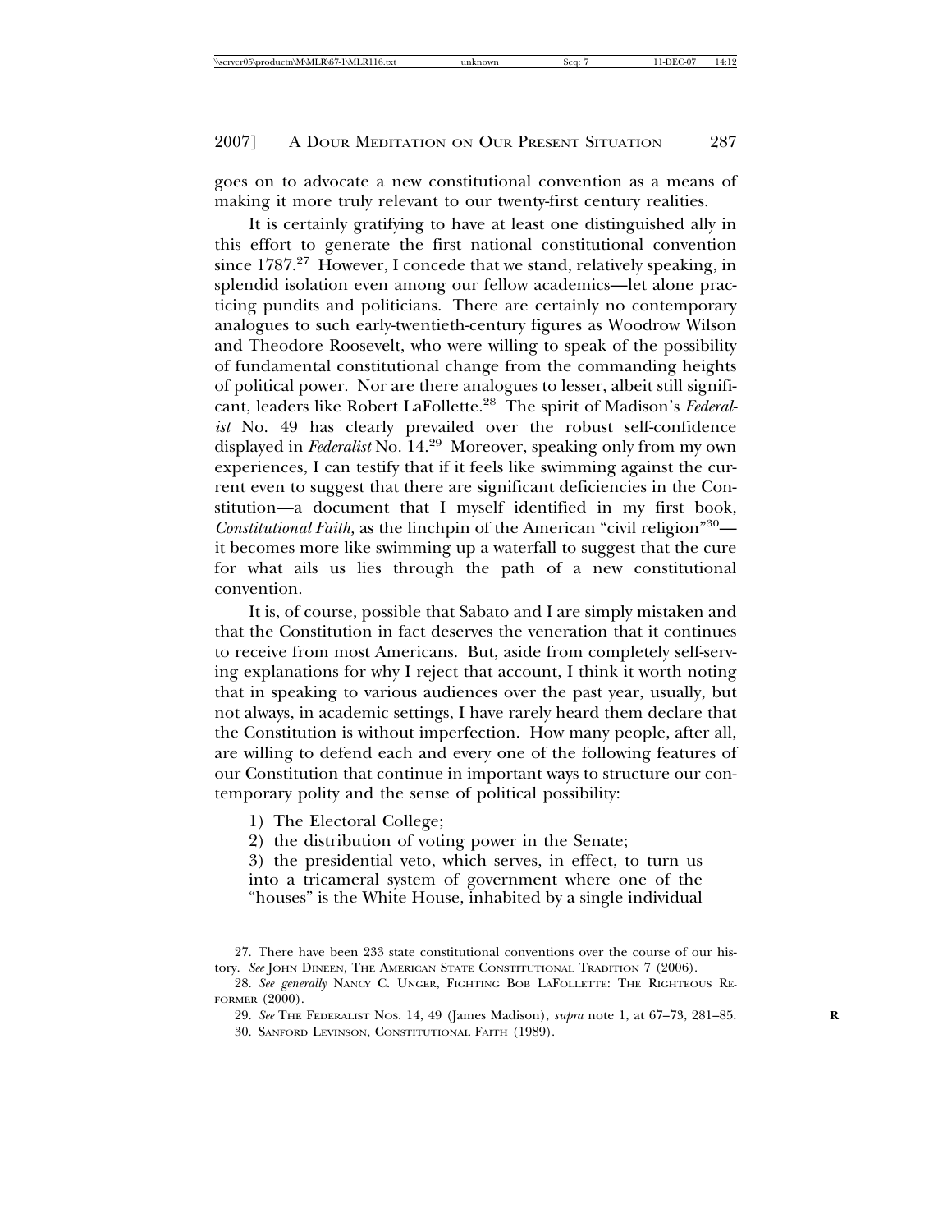goes on to advocate a new constitutional convention as a means of making it more truly relevant to our twenty-first century realities.

It is certainly gratifying to have at least one distinguished ally in this effort to generate the first national constitutional convention since 1787.[27] However, I concede that we stand, relatively speaking, in splendid isolation even among our fellow academics—let alone practicing pundits and politicians. There are certainly no contemporary analogues to such early-twentieth-century figures as Woodrow Wilson and Theodore Roosevelt, who were willing to speak of the possibility of fundamental constitutional change from the commanding heights of political power. Nor are there analogues to lesser, albeit still significant, leaders like Robert LaFollette.[28] The spirit of Madison's *Federalist* No. 49 has clearly prevailed over the robust self-confidence displayed in *Federalist* No. 14.[29] Moreover, speaking only from my own experiences, I can testify that if it feels like swimming against the current even to suggest that there are significant deficiencies in the Constitution—a document that I myself identified in my first book, *Constitutional Faith,* as the linchpin of the American "civil religion"[30]—it becomes more like swimming up a waterfall to suggest that the cure for what ails us lies through the path of a new constitutional convention.

It is, of course, possible that Sabato and I are simply mistaken and that the Constitution in fact deserves the veneration that it continues to receive from most Americans. But, aside from completely self-serving explanations for why I reject that account, I think it worth noting that in speaking to various audiences over the past year, usually, but not always, in academic settings, I have rarely heard them declare that the Constitution is without imperfection. How many people, after all, are willing to defend each and every one of the following features of our Constitution that continue in important ways to structure our contemporary polity and the sense of political possibility:

1) The Electoral College;
2) the distribution of voting power in the Senate;
3) the presidential veto, which serves, in effect, to turn us into a tricameral system of government where one of the "houses" is the White House, inhabited by a single individual

---

27. There have been 233 state constitutional conventions over the course of our history. *See* John Dineen, The American State Constitutional Tradition 7 (2006).

28. *See generally* Nancy C. Unger, Fighting Bob LaFollette: The Righteous Reformer (2000).

29. *See* The Federalist Nos. 14, 49 (James Madison), *supra* note 1, at 67–73, 281–85.

30. Sanford Levinson, Constitutional Faith (1989).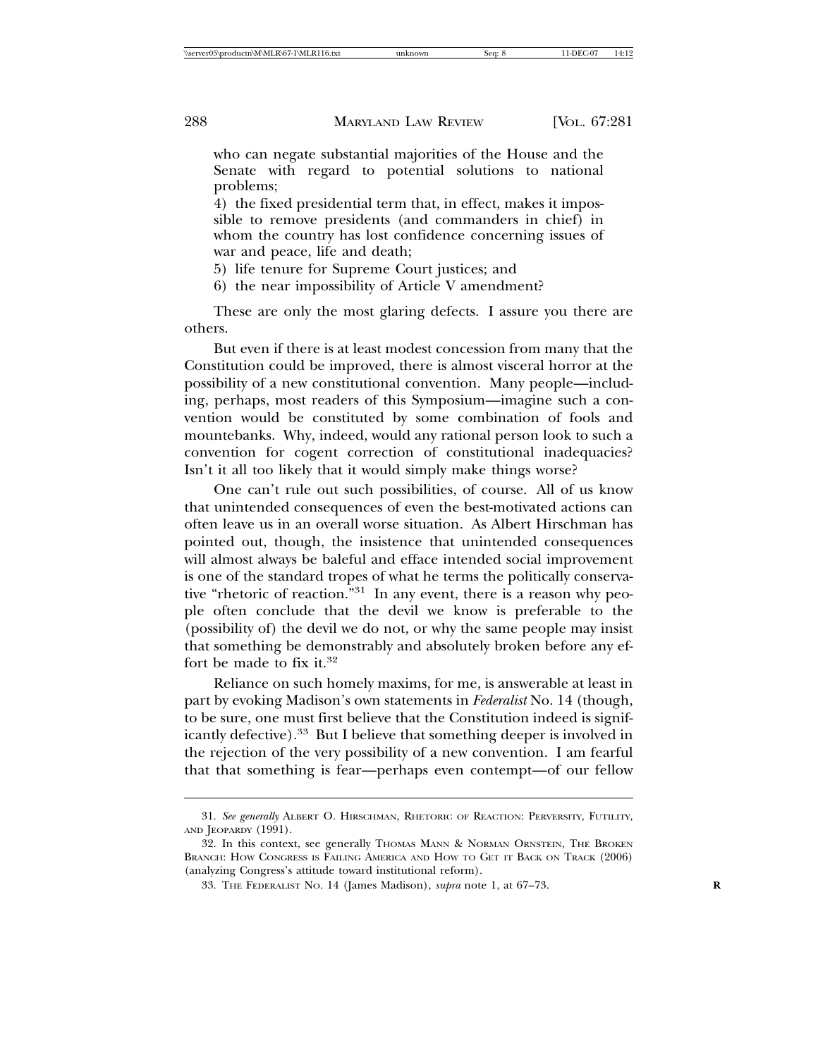who can negate substantial majorities of the House and the Senate with regard to potential solutions to national problems;

4) the fixed presidential term that, in effect, makes it impossible to remove presidents (and commanders in chief) in whom the country has lost confidence concerning issues of war and peace, life and death;

5) life tenure for Supreme Court justices; and

6) the near impossibility of Article V amendment?

These are only the most glaring defects. I assure you there are others.

But even if there is at least modest concession from many that the Constitution could be improved, there is almost visceral horror at the possibility of a new constitutional convention. Many people—including, perhaps, most readers of this Symposium—imagine such a convention would be constituted by some combination of fools and mountebanks. Why, indeed, would any rational person look to such a convention for cogent correction of constitutional inadequacies? Isn't it all too likely that it would simply make things worse?

One can't rule out such possibilities, of course. All of us know that unintended consequences of even the best-motivated actions can often leave us in an overall worse situation. As Albert Hirschman has pointed out, though, the insistence that unintended consequences will almost always be baleful and efface intended social improvement is one of the standard tropes of what he terms the politically conservative "rhetoric of reaction."[31] In any event, there is a reason why people often conclude that the devil we know is preferable to the (possibility of) the devil we do not, or why the same people may insist that something be demonstrably and absolutely broken before any effort be made to fix it.[32]

Reliance on such homely maxims, for me, is answerable at least in part by evoking Madison's own statements in *Federalist* No. 14 (though, to be sure, one must first believe that the Constitution indeed is significantly defective).[33] But I believe that something deeper is involved in the rejection of the very possibility of a new convention. I am fearful that that something is fear—perhaps even contempt—of our fellow

---

31. *See generally* Albert O. Hirschman, Rhetoric of Reaction: Perversity, Futility, and Jeopardy (1991).

32. In this context, see generally Thomas Mann & Norman Ornstein, The Broken Branch: How Congress is Failing America and How to Get it Back on Track (2006) (analyzing Congress's attitude toward institutional reform).

33. The Federalist No. 14 (James Madison), *supra* note 1, at 67–73.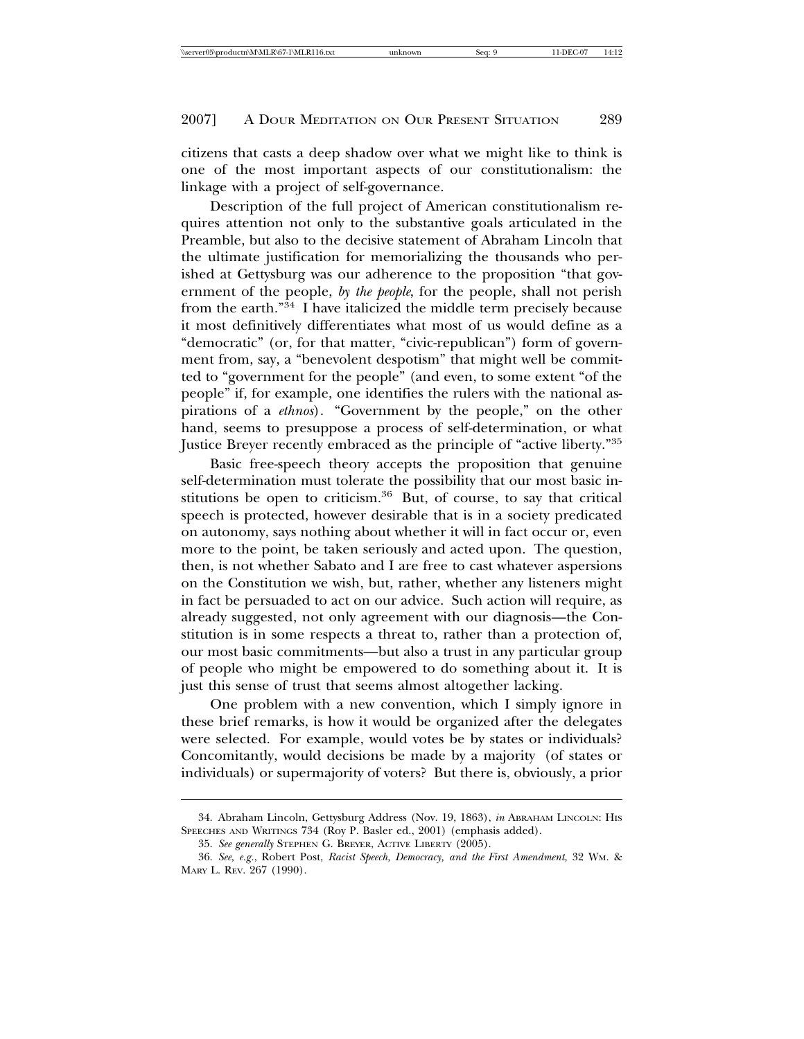citizens that casts a deep shadow over what we might like to think is one of the most important aspects of our constitutionalism: the linkage with a project of self-governance.

Description of the full project of American constitutionalism requires attention not only to the substantive goals articulated in the Preamble, but also to the decisive statement of Abraham Lincoln that the ultimate justification for memorializing the thousands who perished at Gettysburg was our adherence to the proposition "that government of the people, *by the people*, for the people, shall not perish from the earth."[34] I have italicized the middle term precisely because it most definitively differentiates what most of us would define as a "democratic" (or, for that matter, "civic-republican") form of government from, say, a "benevolent despotism" that might well be committed to "government for the people" (and even, to some extent "of the people" if, for example, one identifies the rulers with the national aspirations of a *ethnos*). "Government by the people," on the other hand, seems to presuppose a process of self-determination, or what Justice Breyer recently embraced as the principle of "active liberty."[35]

Basic free-speech theory accepts the proposition that genuine self-determination must tolerate the possibility that our most basic institutions be open to criticism.[36] But, of course, to say that critical speech is protected, however desirable that is in a society predicated on autonomy, says nothing about whether it will in fact occur or, even more to the point, be taken seriously and acted upon. The question, then, is not whether Sabato and I are free to cast whatever aspersions on the Constitution we wish, but, rather, whether any listeners might in fact be persuaded to act on our advice. Such action will require, as already suggested, not only agreement with our diagnosis—the Constitution is in some respects a threat to, rather than a protection of, our most basic commitments—but also a trust in any particular group of people who might be empowered to do something about it. It is just this sense of trust that seems almost altogether lacking.

One problem with a new convention, which I simply ignore in these brief remarks, is how it would be organized after the delegates were selected. For example, would votes be by states or individuals? Concomitantly, would decisions be made by a majority (of states or individuals) or supermajority of voters? But there is, obviously, a prior

---

34. Abraham Lincoln, Gettysburg Address (Nov. 19, 1863), *in* ABRAHAM LINCOLN: HIS SPEECHES AND WRITINGS 734 (Roy P. Basler ed., 2001) (emphasis added).

35. *See generally* STEPHEN G. BREYER, ACTIVE LIBERTY (2005).

36. *See, e.g.*, Robert Post, *Racist Speech, Democracy, and the First Amendment*, 32 WM. & MARY L. REV. 267 (1990).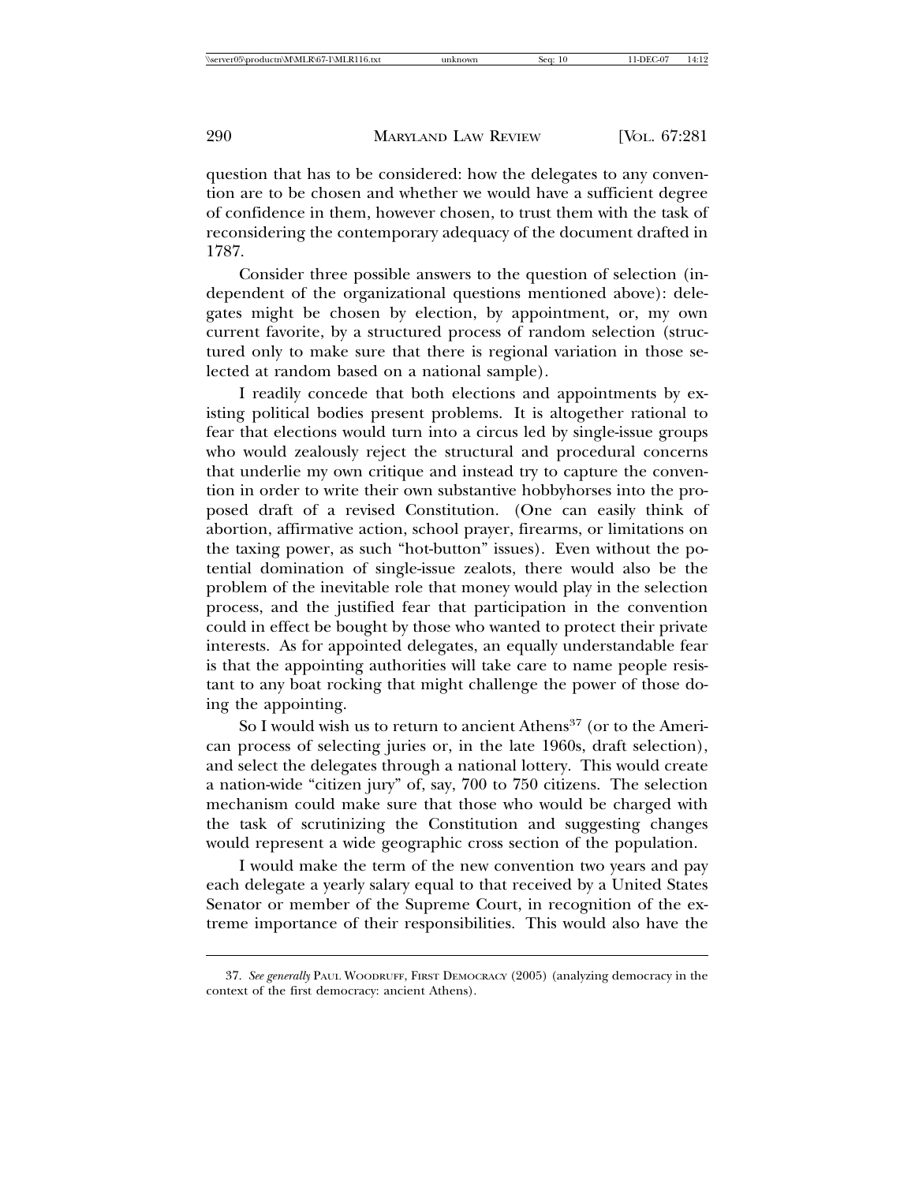question that has to be considered: how the delegates to any convention are to be chosen and whether we would have a sufficient degree of confidence in them, however chosen, to trust them with the task of reconsidering the contemporary adequacy of the document drafted in 1787.

Consider three possible answers to the question of selection (independent of the organizational questions mentioned above): delegates might be chosen by election, by appointment, or, my own current favorite, by a structured process of random selection (structured only to make sure that there is regional variation in those selected at random based on a national sample).

I readily concede that both elections and appointments by existing political bodies present problems. It is altogether rational to fear that elections would turn into a circus led by single-issue groups who would zealously reject the structural and procedural concerns that underlie my own critique and instead try to capture the convention in order to write their own substantive hobbyhorses into the proposed draft of a revised Constitution. (One can easily think of abortion, affirmative action, school prayer, firearms, or limitations on the taxing power, as such "hot-button" issues). Even without the potential domination of single-issue zealots, there would also be the problem of the inevitable role that money would play in the selection process, and the justified fear that participation in the convention could in effect be bought by those who wanted to protect their private interests. As for appointed delegates, an equally understandable fear is that the appointing authorities will take care to name people resistant to any boat rocking that might challenge the power of those doing the appointing.

So I would wish us to return to ancient Athens[37] (or to the American process of selecting juries or, in the late 1960s, draft selection), and select the delegates through a national lottery. This would create a nation-wide "citizen jury" of, say, 700 to 750 citizens. The selection mechanism could make sure that those who would be charged with the task of scrutinizing the Constitution and suggesting changes would represent a wide geographic cross section of the population.

I would make the term of the new convention two years and pay each delegate a yearly salary equal to that received by a United States Senator or member of the Supreme Court, in recognition of the extreme importance of their responsibilities. This would also have the

---

37. *See generally* PAUL WOODRUFF, FIRST DEMOCRACY (2005) (analyzing democracy in the context of the first democracy: ancient Athens).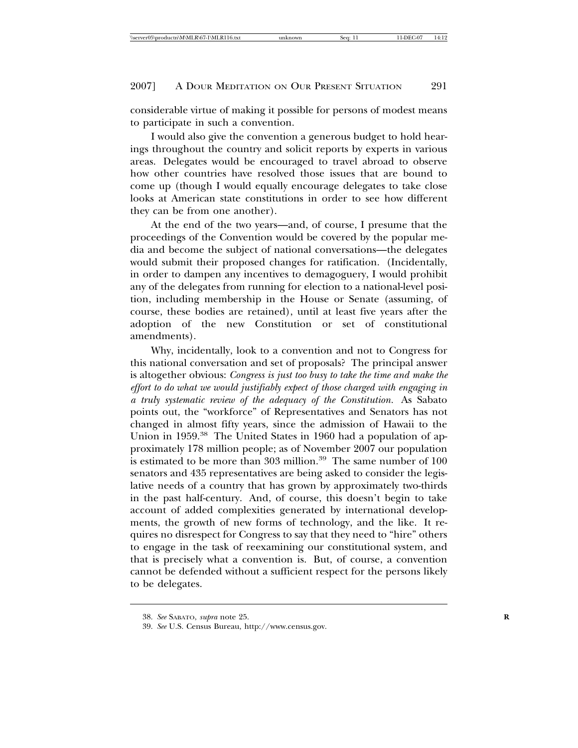considerable virtue of making it possible for persons of modest means to participate in such a convention.

I would also give the convention a generous budget to hold hearings throughout the country and solicit reports by experts in various areas. Delegates would be encouraged to travel abroad to observe how other countries have resolved those issues that are bound to come up (though I would equally encourage delegates to take close looks at American state constitutions in order to see how different they can be from one another).

At the end of the two years—and, of course, I presume that the proceedings of the Convention would be covered by the popular media and become the subject of national conversations—the delegates would submit their proposed changes for ratification. (Incidentally, in order to dampen any incentives to demagoguery, I would prohibit any of the delegates from running for election to a national-level position, including membership in the House or Senate (assuming, of course, these bodies are retained), until at least five years after the adoption of the new Constitution or set of constitutional amendments).

Why, incidentally, look to a convention and not to Congress for this national conversation and set of proposals? The principal answer is altogether obvious: *Congress is just too busy to take the time and make the effort to do what we would justifiably expect of those charged with engaging in a truly systematic review of the adequacy of the Constitution.* As Sabato points out, the "workforce" of Representatives and Senators has not changed in almost fifty years, since the admission of Hawaii to the Union in 1959.[38] The United States in 1960 had a population of approximately 178 million people; as of November 2007 our population is estimated to be more than 303 million.[39] The same number of 100 senators and 435 representatives are being asked to consider the legislative needs of a country that has grown by approximately two-thirds in the past half-century. And, of course, this doesn't begin to take account of added complexities generated by international developments, the growth of new forms of technology, and the like. It requires no disrespect for Congress to say that they need to "hire" others to engage in the task of reexamining our constitutional system, and that is precisely what a convention is. But, of course, a convention cannot be defended without a sufficient respect for the persons likely to be delegates.

---

38. *See* SABATO, *supra* note 25.

39. *See* U.S. Census Bureau, http://www.census.gov.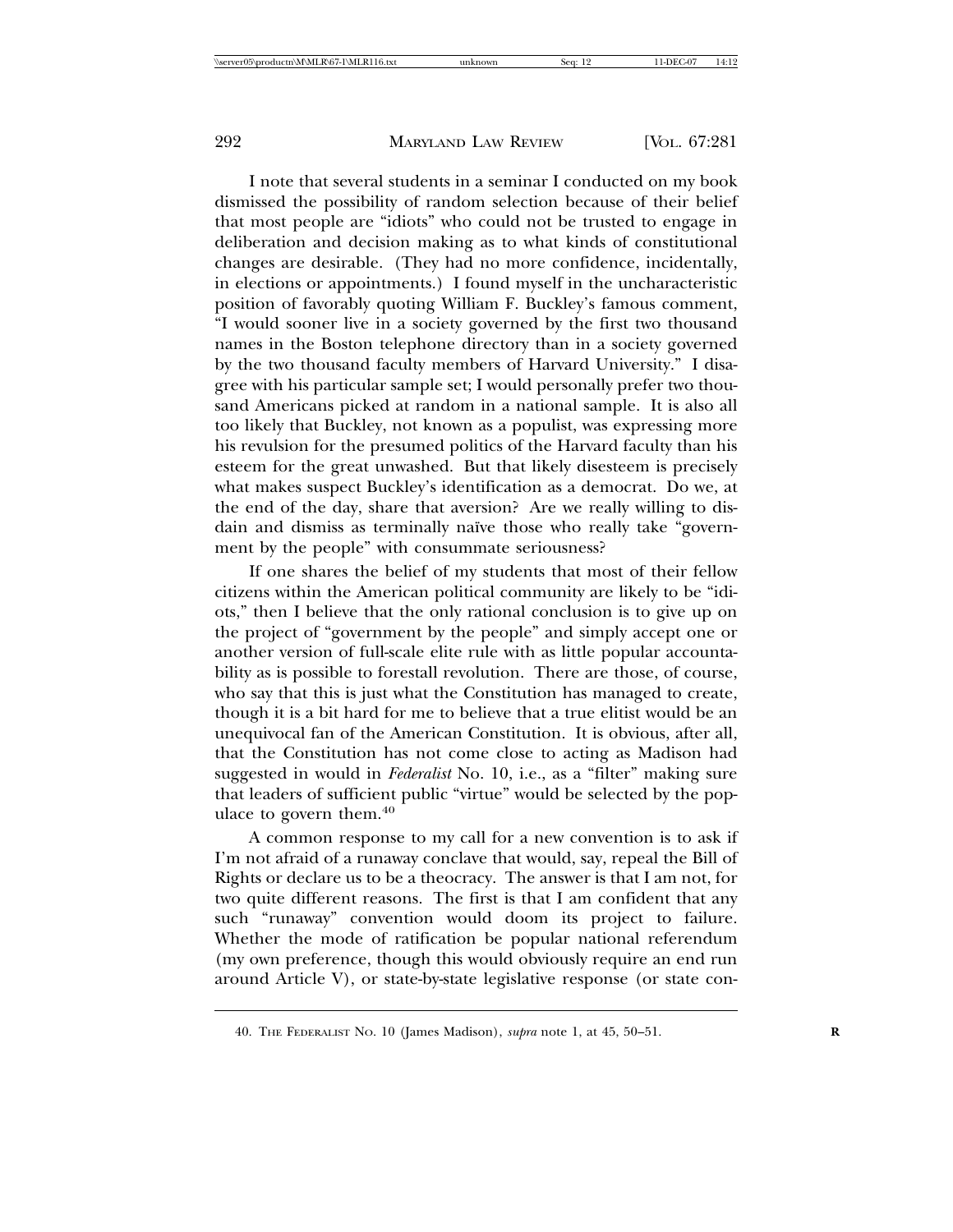I note that several students in a seminar I conducted on my book dismissed the possibility of random selection because of their belief that most people are "idiots" who could not be trusted to engage in deliberation and decision making as to what kinds of constitutional changes are desirable. (They had no more confidence, incidentally, in elections or appointments.) I found myself in the uncharacteristic position of favorably quoting William F. Buckley's famous comment, "I would sooner live in a society governed by the first two thousand names in the Boston telephone directory than in a society governed by the two thousand faculty members of Harvard University." I disagree with his particular sample set; I would personally prefer two thousand Americans picked at random in a national sample. It is also all too likely that Buckley, not known as a populist, was expressing more his revulsion for the presumed politics of the Harvard faculty than his esteem for the great unwashed. But that likely disesteem is precisely what makes suspect Buckley's identification as a democrat. Do we, at the end of the day, share that aversion? Are we really willing to disdain and dismiss as terminally naïve those who really take "government by the people" with consummate seriousness?

If one shares the belief of my students that most of their fellow citizens within the American political community are likely to be "idiots," then I believe that the only rational conclusion is to give up on the project of "government by the people" and simply accept one or another version of full-scale elite rule with as little popular accountability as is possible to forestall revolution. There are those, of course, who say that this is just what the Constitution has managed to create, though it is a bit hard for me to believe that a true elitist would be an unequivocal fan of the American Constitution. It is obvious, after all, that the Constitution has not come close to acting as Madison had suggested in would in *Federalist* No. 10, i.e., as a "filter" making sure that leaders of sufficient public "virtue" would be selected by the populace to govern them.[40]

A common response to my call for a new convention is to ask if I'm not afraid of a runaway conclave that would, say, repeal the Bill of Rights or declare us to be a theocracy. The answer is that I am not, for two quite different reasons. The first is that I am confident that any such "runaway" convention would doom its project to failure. Whether the mode of ratification be popular national referendum (my own preference, though this would obviously require an end run around Article V), or state-by-state legislative response (or state con-

---

40. The Federalist No. 10 (James Madison), *supra* note 1, at 45, 50–51.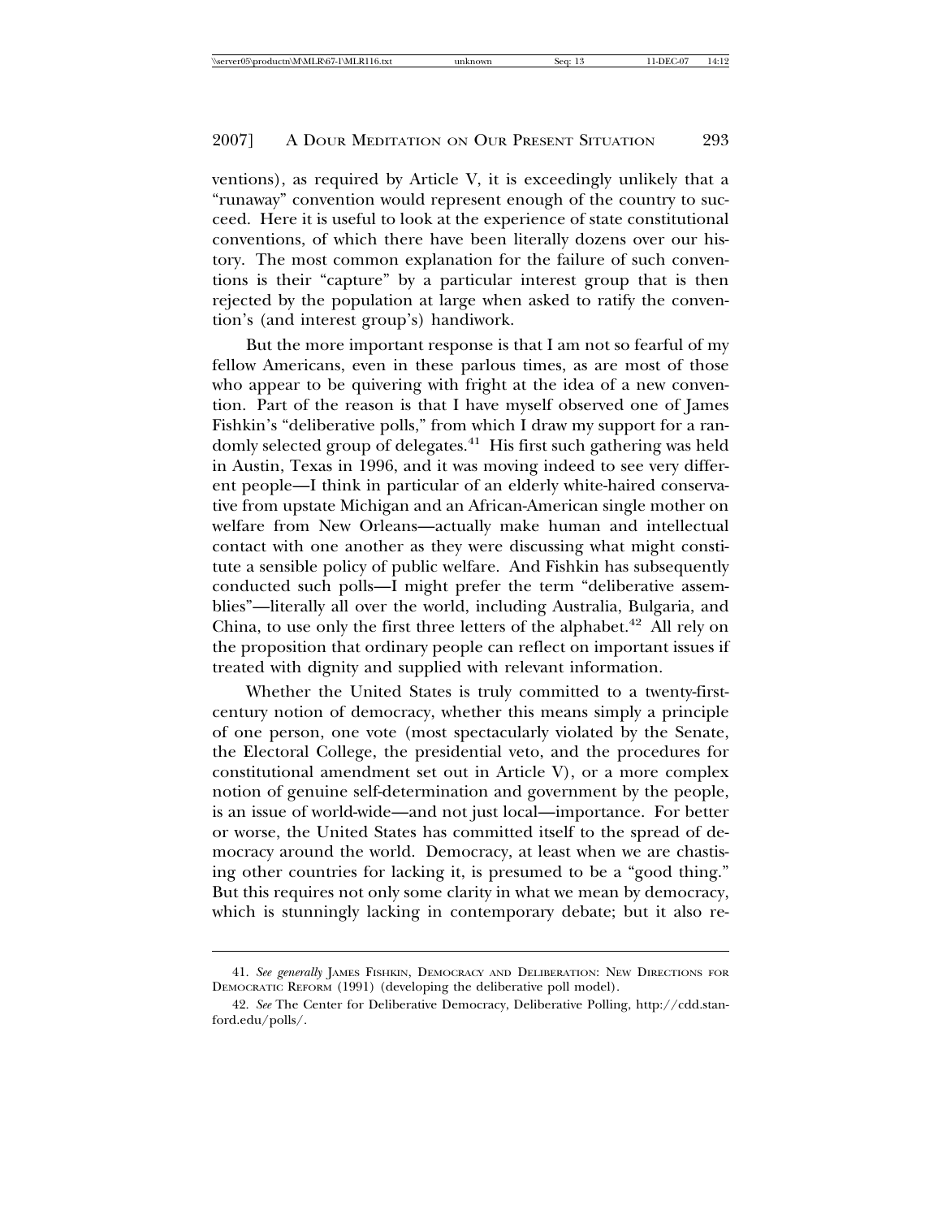ventions), as required by Article V, it is exceedingly unlikely that a "runaway" convention would represent enough of the country to succeed. Here it is useful to look at the experience of state constitutional conventions, of which there have been literally dozens over our history. The most common explanation for the failure of such conventions is their "capture" by a particular interest group that is then rejected by the population at large when asked to ratify the convention's (and interest group's) handiwork.

But the more important response is that I am not so fearful of my fellow Americans, even in these parlous times, as are most of those who appear to be quivering with fright at the idea of a new convention. Part of the reason is that I have myself observed one of James Fishkin's "deliberative polls," from which I draw my support for a randomly selected group of delegates.[41] His first such gathering was held in Austin, Texas in 1996, and it was moving indeed to see very different people—I think in particular of an elderly white-haired conservative from upstate Michigan and an African-American single mother on welfare from New Orleans—actually make human and intellectual contact with one another as they were discussing what might constitute a sensible policy of public welfare. And Fishkin has subsequently conducted such polls—I might prefer the term "deliberative assemblies"—literally all over the world, including Australia, Bulgaria, and China, to use only the first three letters of the alphabet.[42] All rely on the proposition that ordinary people can reflect on important issues if treated with dignity and supplied with relevant information.

Whether the United States is truly committed to a twenty-first-century notion of democracy, whether this means simply a principle of one person, one vote (most spectacularly violated by the Senate, the Electoral College, the presidential veto, and the procedures for constitutional amendment set out in Article V), or a more complex notion of genuine self-determination and government by the people, is an issue of world-wide—and not just local—importance. For better or worse, the United States has committed itself to the spread of democracy around the world. Democracy, at least when we are chastising other countries for lacking it, is presumed to be a "good thing." But this requires not only some clarity in what we mean by democracy, which is stunningly lacking in contemporary debate; but it also re-

---

41. *See generally* JAMES FISHKIN, DEMOCRACY AND DELIBERATION: NEW DIRECTIONS FOR DEMOCRATIC REFORM (1991) (developing the deliberative poll model).

42. *See* The Center for Deliberative Democracy, Deliberative Polling, http://cdd.stanford.edu/polls/.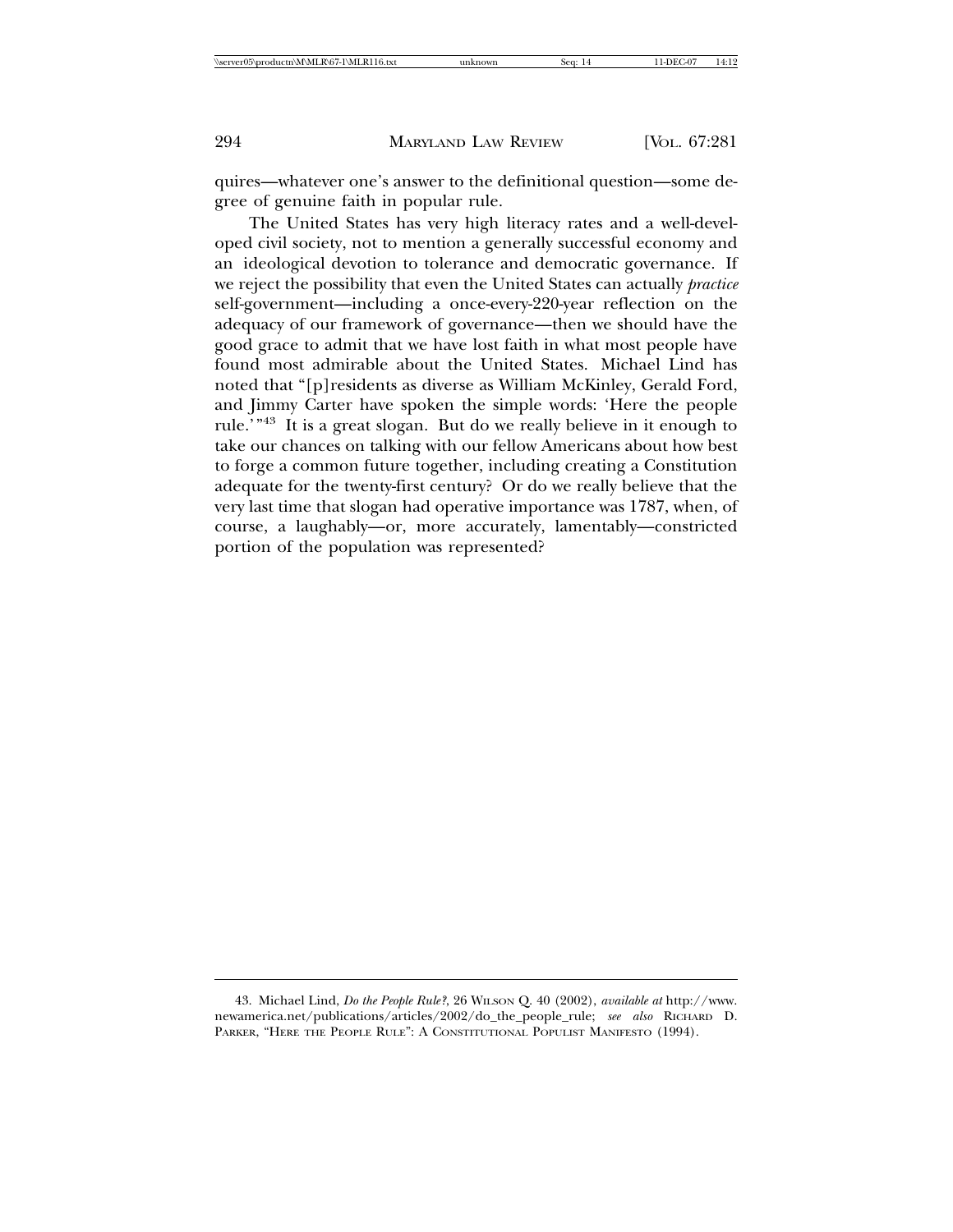quires—whatever one's answer to the definitional question—some degree of genuine faith in popular rule.

The United States has very high literacy rates and a well-developed civil society, not to mention a generally successful economy and an ideological devotion to tolerance and democratic governance. If we reject the possibility that even the United States can actually *practice* self-government—including a once-every-220-year reflection on the adequacy of our framework of governance—then we should have the good grace to admit that we have lost faith in what most people have found most admirable about the United States. Michael Lind has noted that "[p]residents as diverse as William McKinley, Gerald Ford, and Jimmy Carter have spoken the simple words: 'Here the people rule.'"[43] It is a great slogan. But do we really believe in it enough to take our chances on talking with our fellow Americans about how best to forge a common future together, including creating a Constitution adequate for the twenty-first century? Or do we really believe that the very last time that slogan had operative importance was 1787, when, of course, a laughably—or, more accurately, lamentably—constricted portion of the population was represented?

---

43. Michael Lind, *Do the People Rule?*, 26 WILSON Q. 40 (2002), *available at* http://www.newamerica.net/publications/articles/2002/do_the_people_rule; *see also* RICHARD D. PARKER, "HERE THE PEOPLE RULE": A CONSTITUTIONAL POPULIST MANIFESTO (1994).